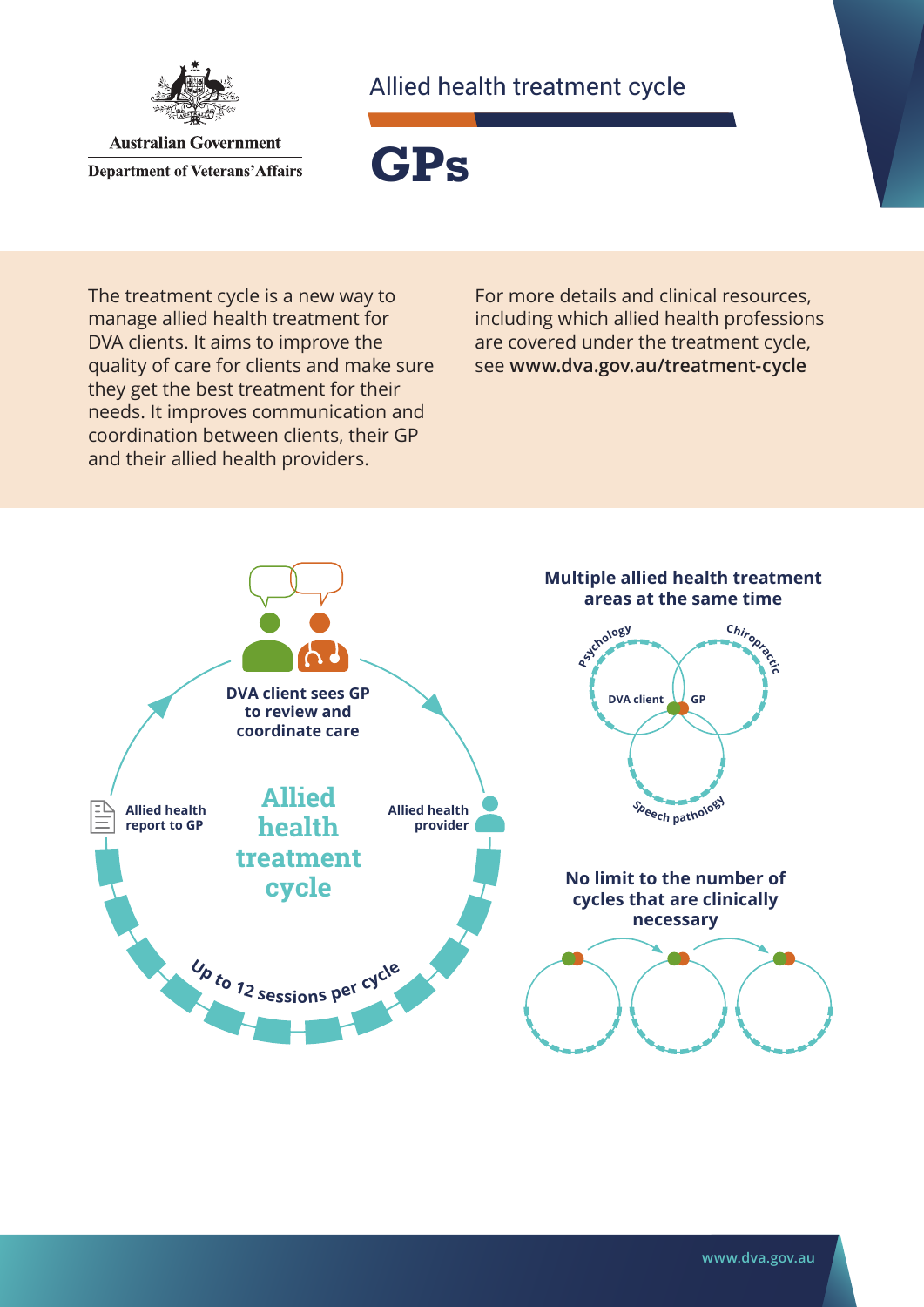Australian Government

Department of Veterans' Affairs

Allied health treatment cycle

# GPs

The treatment cycle is a new way to manage allied health treatment for DVA clients. It aims to improve the quality of care for clients and make sure they get the best treatment for their needs. It improves communication and coordination between clients, their GP and their allied health providers.

For more details and clinical resources, including which allied health professions are covered under the treatment cycle, see **www.dva.gov.au/treatment-cycle**

**DVA client sees GP to review and coordinate care**

**Allied health provider**

**Allied health report to GP**

## Allied health treatment cycle

**Up to 12 sessions per cycle**

**Multiple allied health treatment areas at the same time**

Psychology

Chiropractic

Speech pathology

DVA client

GP

**No limit to the number of cycles that are clinically necessary**

www.dva.gov.au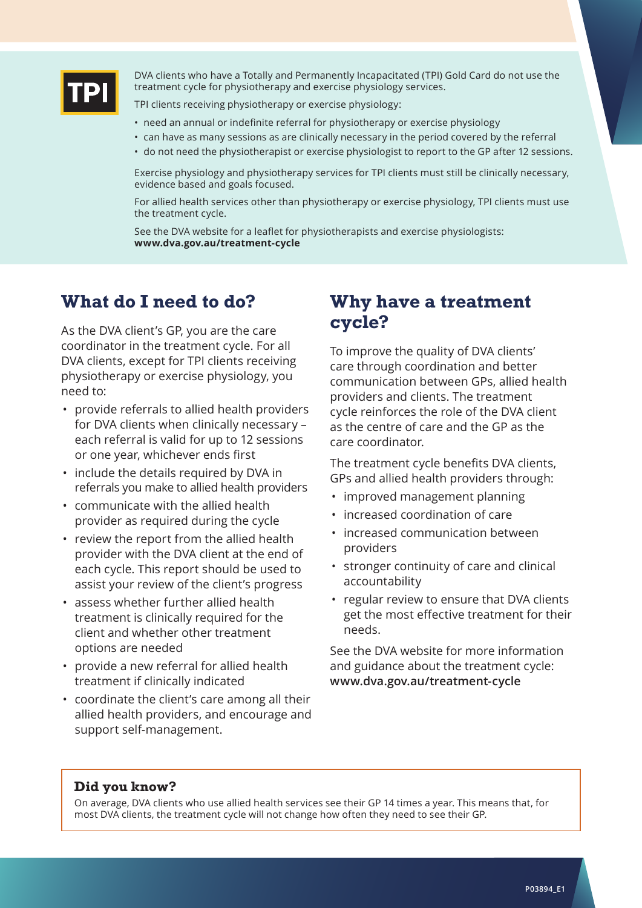TPI

DVA clients who have a Totally and Permanently Incapacitated (TPI) Gold Card do not use the treatment cycle for physiotherapy and exercise physiology services.

TPI clients receiving physiotherapy or exercise physiology:

- need an annual or indefinite referral for physiotherapy or exercise physiology
- can have as many sessions as are clinically necessary in the period covered by the referral
- do not need the physiotherapist or exercise physiologist to report to the GP after 12 sessions.

Exercise physiology and physiotherapy services for TPI clients must still be clinically necessary, evidence based and goals focused.

For allied health services other than physiotherapy or exercise physiology, TPI clients must use the treatment cycle.

See the DVA website for a leaflet for physiotherapists and exercise physiologists: **www.dva.gov.au/treatment-cycle**

## What do I need to do?

As the DVA client's GP, you are the care coordinator in the treatment cycle. For all DVA clients, except for TPI clients receiving physiotherapy or exercise physiology, you need to:

- provide referrals to allied health providers for DVA clients when clinically necessary – each referral is valid for up to 12 sessions or one year, whichever ends first
- include the details required by DVA in referrals you make to allied health providers
- communicate with the allied health provider as required during the cycle
- review the report from the allied health provider with the DVA client at the end of each cycle. This report should be used to assist your review of the client's progress
- assess whether further allied health treatment is clinically required for the client and whether other treatment options are needed
- provide a new referral for allied health treatment if clinically indicated
- coordinate the client's care among all their allied health providers, and encourage and support self-management.

## Why have a treatment cycle?

To improve the quality of DVA clients' care through coordination and better communication between GPs, allied health providers and clients. The treatment cycle reinforces the role of the DVA client as the centre of care and the GP as the care coordinator.

The treatment cycle benefits DVA clients, GPs and allied health providers through:

- improved management planning
- increased coordination of care
- increased communication between providers
- stronger continuity of care and clinical accountability
- regular review to ensure that DVA clients get the most effective treatment for their needs.

See the DVA website for more information and guidance about the treatment cycle: **www.dva.gov.au/treatment-cycle**

### Did you know?

On average, DVA clients who use allied health services see their GP 14 times a year. This means that, for most DVA clients, the treatment cycle will not change how often they need to see their GP.

P03894_E1